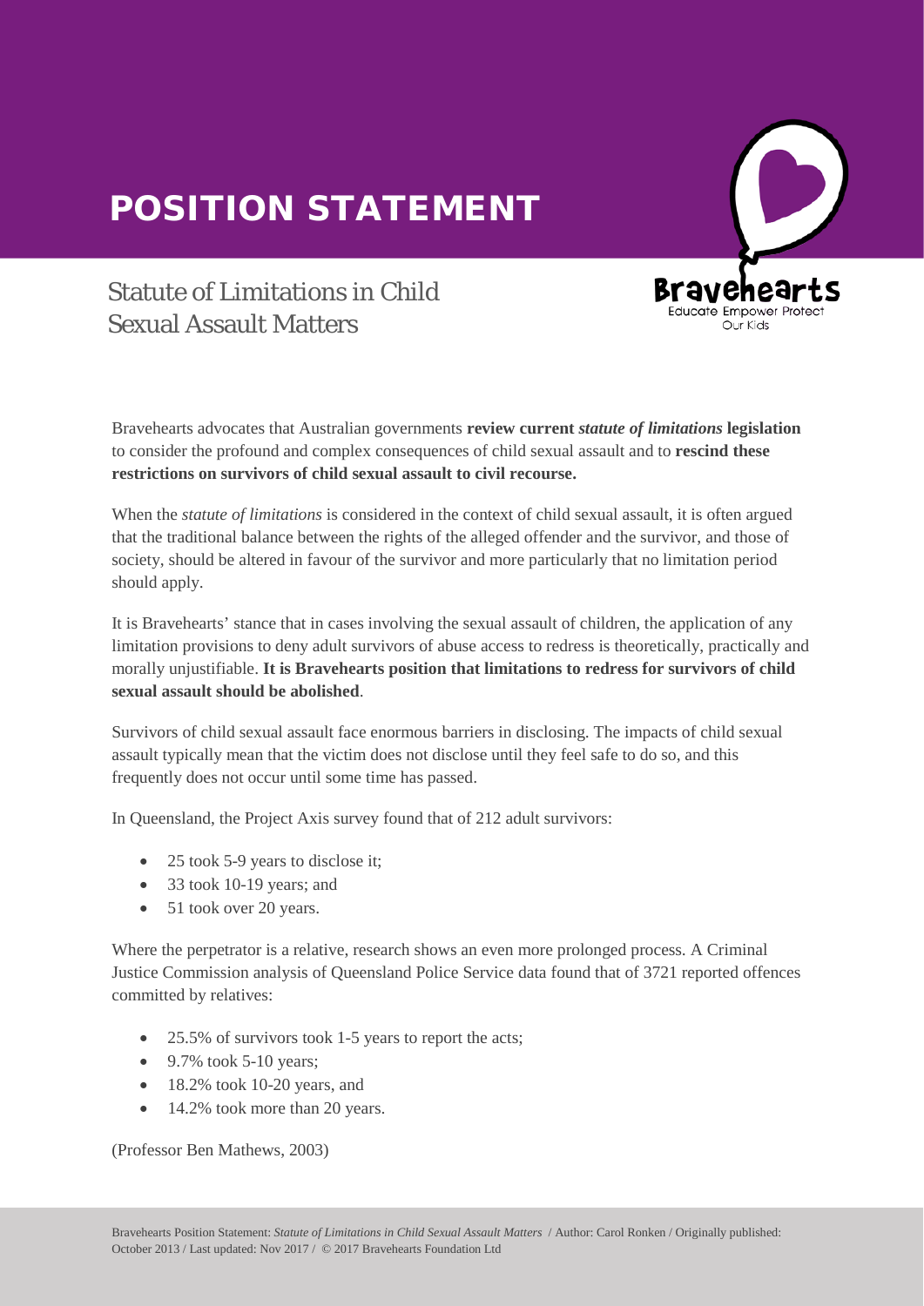# POSITION STATEMENT

## Statute of Limitations in Child Sexual Assault Matters

Bravehearts
Educate Empower Protect Our Kids

Bravehearts advocates that Australian governments **review current *statute of limitations* legislation** to consider the profound and complex consequences of child sexual assault and to **rescind these restrictions on survivors of child sexual assault to civil recourse.**

When the *statute of limitations* is considered in the context of child sexual assault, it is often argued that the traditional balance between the rights of the alleged offender and the survivor, and those of society, should be altered in favour of the survivor and more particularly that no limitation period should apply.

It is Bravehearts' stance that in cases involving the sexual assault of children, the application of any limitation provisions to deny adult survivors of abuse access to redress is theoretically, practically and morally unjustifiable. **It is Bravehearts position that limitations to redress for survivors of child sexual assault should be abolished**.

Survivors of child sexual assault face enormous barriers in disclosing. The impacts of child sexual assault typically mean that the victim does not disclose until they feel safe to do so, and this frequently does not occur until some time has passed.

In Queensland, the Project Axis survey found that of 212 adult survivors:

- 25 took 5-9 years to disclose it;
- 33 took 10-19 years; and
- 51 took over 20 years.

Where the perpetrator is a relative, research shows an even more prolonged process. A Criminal Justice Commission analysis of Queensland Police Service data found that of 3721 reported offences committed by relatives:

- 25.5% of survivors took 1-5 years to report the acts;
- 9.7% took 5-10 years;
- 18.2% took 10-20 years, and
- 14.2% took more than 20 years.

(Professor Ben Mathews, 2003)

Bravehearts Position Statement: *Statute of Limitations in Child Sexual Assault Matters* / Author: Carol Ronken / Originally published: October 2013 / Last updated: Nov 2017 / © 2017 Bravehearts Foundation Ltd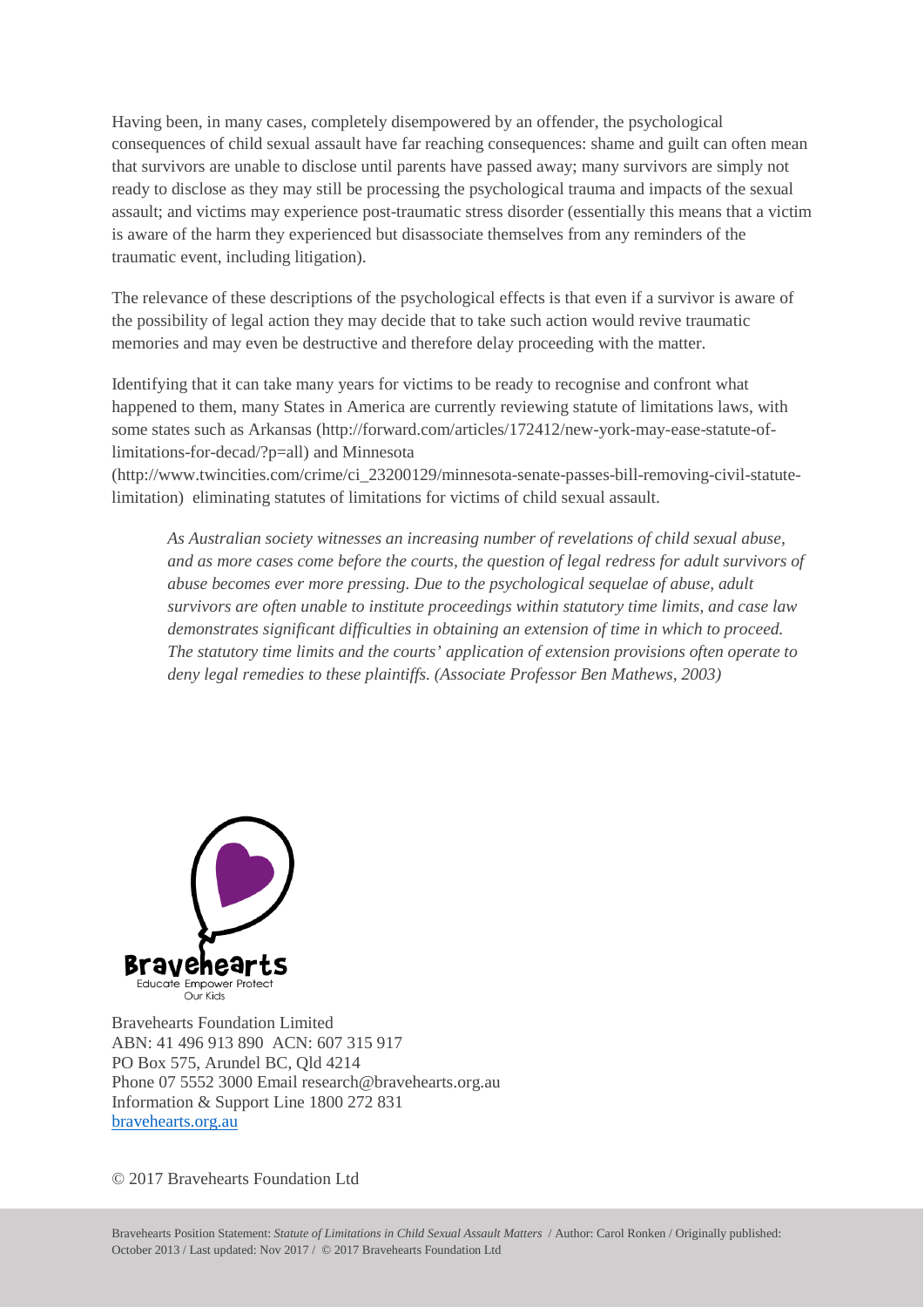Having been, in many cases, completely disempowered by an offender, the psychological consequences of child sexual assault have far reaching consequences: shame and guilt can often mean that survivors are unable to disclose until parents have passed away; many survivors are simply not ready to disclose as they may still be processing the psychological trauma and impacts of the sexual assault; and victims may experience post-traumatic stress disorder (essentially this means that a victim is aware of the harm they experienced but disassociate themselves from any reminders of the traumatic event, including litigation).

The relevance of these descriptions of the psychological effects is that even if a survivor is aware of the possibility of legal action they may decide that to take such action would revive traumatic memories and may even be destructive and therefore delay proceeding with the matter.

Identifying that it can take many years for victims to be ready to recognise and confront what happened to them, many States in America are currently reviewing statute of limitations laws, with some states such as Arkansas (http://forward.com/articles/172412/new-york-may-ease-statute-of-limitations-for-decad/?p=all) and Minnesota (http://www.twincities.com/crime/ci_23200129/minnesota-senate-passes-bill-removing-civil-statute-limitation) eliminating statutes of limitations for victims of child sexual assault.

> *As Australian society witnesses an increasing number of revelations of child sexual abuse, and as more cases come before the courts, the question of legal redress for adult survivors of abuse becomes ever more pressing. Due to the psychological sequelae of abuse, adult survivors are often unable to institute proceedings within statutory time limits, and case law demonstrates significant difficulties in obtaining an extension of time in which to proceed. The statutory time limits and the courts' application of extension provisions often operate to deny legal remedies to these plaintiffs. (Associate Professor Ben Mathews, 2003)*

Bravehearts
Educate Empower Protect Our Kids

Bravehearts Foundation Limited
ABN: 41 496 913 890 ACN: 607 315 917
PO Box 575, Arundel BC, Qld 4214
Phone 07 5552 3000 Email research@bravehearts.org.au
Information & Support Line 1800 272 831
[bravehearts.org.au](bravehearts.org.au)

© 2017 Bravehearts Foundation Ltd

Bravehearts Position Statement: *Statute of Limitations in Child Sexual Assault Matters* / Author: Carol Ronken / Originally published: October 2013 / Last updated: Nov 2017 / © 2017 Bravehearts Foundation Ltd